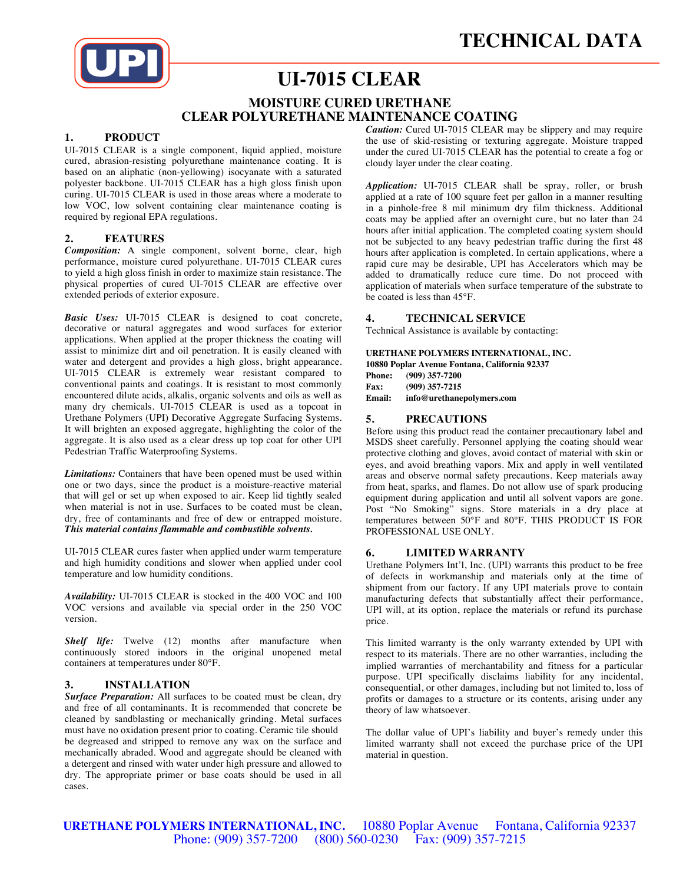# TECHNICAL DATA

# UI-7015 CLEAR

## MOISTURE CURED URETHANE
## CLEAR POLYURETHANE MAINTENANCE COATING

### 1. PRODUCT

UI-7015 CLEAR is a single component, liquid applied, moisture cured, abrasion-resisting polyurethane maintenance coating. It is based on an aliphatic (non-yellowing) isocyanate with a saturated polyester backbone. UI-7015 CLEAR has a high gloss finish upon curing. UI-7015 CLEAR is used in those areas where a moderate to low VOC, low solvent containing clear maintenance coating is required by regional EPA regulations.

### 2. FEATURES

***Composition:*** A single component, solvent borne, clear, high performance, moisture cured polyurethane. UI-7015 CLEAR cures to yield a high gloss finish in order to maximize stain resistance. The physical properties of cured UI-7015 CLEAR are effective over extended periods of exterior exposure.

***Basic Uses:*** UI-7015 CLEAR is designed to coat concrete, decorative or natural aggregates and wood surfaces for exterior applications. When applied at the proper thickness the coating will assist to minimize dirt and oil penetration. It is easily cleaned with water and detergent and provides a high gloss, bright appearance. UI-7015 CLEAR is extremely wear resistant compared to conventional paints and coatings. It is resistant to most commonly encountered dilute acids, alkalis, organic solvents and oils as well as many dry chemicals. UI-7015 CLEAR is used as a topcoat in Urethane Polymers (UPI) Decorative Aggregate Surfacing Systems. It will brighten an exposed aggregate, highlighting the color of the aggregate. It is also used as a clear dress up top coat for other UPI Pedestrian Traffic Waterproofing Systems.

***Limitations:*** Containers that have been opened must be used within one or two days, since the product is a moisture-reactive material that will gel or set up when exposed to air. Keep lid tightly sealed when material is not in use. Surfaces to be coated must be clean, dry, free of contaminants and free of dew or entrapped moisture. ***This material contains flammable and combustible solvents.***

UI-7015 CLEAR cures faster when applied under warm temperature and high humidity conditions and slower when applied under cool temperature and low humidity conditions.

***Availability:*** UI-7015 CLEAR is stocked in the 400 VOC and 100 VOC versions and available via special order in the 250 VOC version.

***Shelf life:*** Twelve (12) months after manufacture when continuously stored indoors in the original unopened metal containers at temperatures under 80°F.

### 3. INSTALLATION

***Surface Preparation:*** All surfaces to be coated must be clean, dry and free of all contaminants. It is recommended that concrete be cleaned by sandblasting or mechanically grinding. Metal surfaces must have no oxidation present prior to coating. Ceramic tile should be degreased and stripped to remove any wax on the surface and mechanically abraded. Wood and aggregate should be cleaned with a detergent and rinsed with water under high pressure and allowed to dry. The appropriate primer or base coats should be used in all cases.

***Caution:*** Cured UI-7015 CLEAR may be slippery and may require the use of skid-resisting or texturing aggregate. Moisture trapped under the cured UI-7015 CLEAR has the potential to create a fog or cloudy layer under the clear coating.

***Application:*** UI-7015 CLEAR shall be spray, roller, or brush applied at a rate of 100 square feet per gallon in a manner resulting in a pinhole-free 8 mil minimum dry film thickness. Additional coats may be applied after an overnight cure, but no later than 24 hours after initial application. The completed coating system should not be subjected to any heavy pedestrian traffic during the first 48 hours after application is completed. In certain applications, where a rapid cure may be desirable, UPI has Accelerators which may be added to dramatically reduce cure time. Do not proceed with application of materials when surface temperature of the substrate to be coated is less than 45°F.

### 4. TECHNICAL SERVICE

Technical Assistance is available by contacting:

**URETHANE POLYMERS INTERNATIONAL, INC.**
**10880 Poplar Avenue Fontana, California 92337**
**Phone: (909) 357-7200**
**Fax: (909) 357-7215**
**Email: info@urethanepolymers.com**

### 5. PRECAUTIONS

Before using this product read the container precautionary label and MSDS sheet carefully. Personnel applying the coating should wear protective clothing and gloves, avoid contact of material with skin or eyes, and avoid breathing vapors. Mix and apply in well ventilated areas and observe normal safety precautions. Keep materials away from heat, sparks, and flames. Do not allow use of spark producing equipment during application and until all solvent vapors are gone. Post "No Smoking" signs. Store materials in a dry place at temperatures between 50°F and 80°F. THIS PRODUCT IS FOR PROFESSIONAL USE ONLY.

### 6. LIMITED WARRANTY

Urethane Polymers Int'l, Inc. (UPI) warrants this product to be free of defects in workmanship and materials only at the time of shipment from our factory. If any UPI materials prove to contain manufacturing defects that substantially affect their performance, UPI will, at its option, replace the materials or refund its purchase price.

This limited warranty is the only warranty extended by UPI with respect to its materials. There are no other warranties, including the implied warranties of merchantability and fitness for a particular purpose. UPI specifically disclaims liability for any incidental, consequential, or other damages, including but not limited to, loss of profits or damages to a structure or its contents, arising under any theory of law whatsoever.

The dollar value of UPI's liability and buyer's remedy under this limited warranty shall not exceed the purchase price of the UPI material in question.

**URETHANE POLYMERS INTERNATIONAL, INC.** 10880 Poplar Avenue Fontana, California 92337
Phone: (909) 357-7200 (800) 560-0230 Fax: (909) 357-7215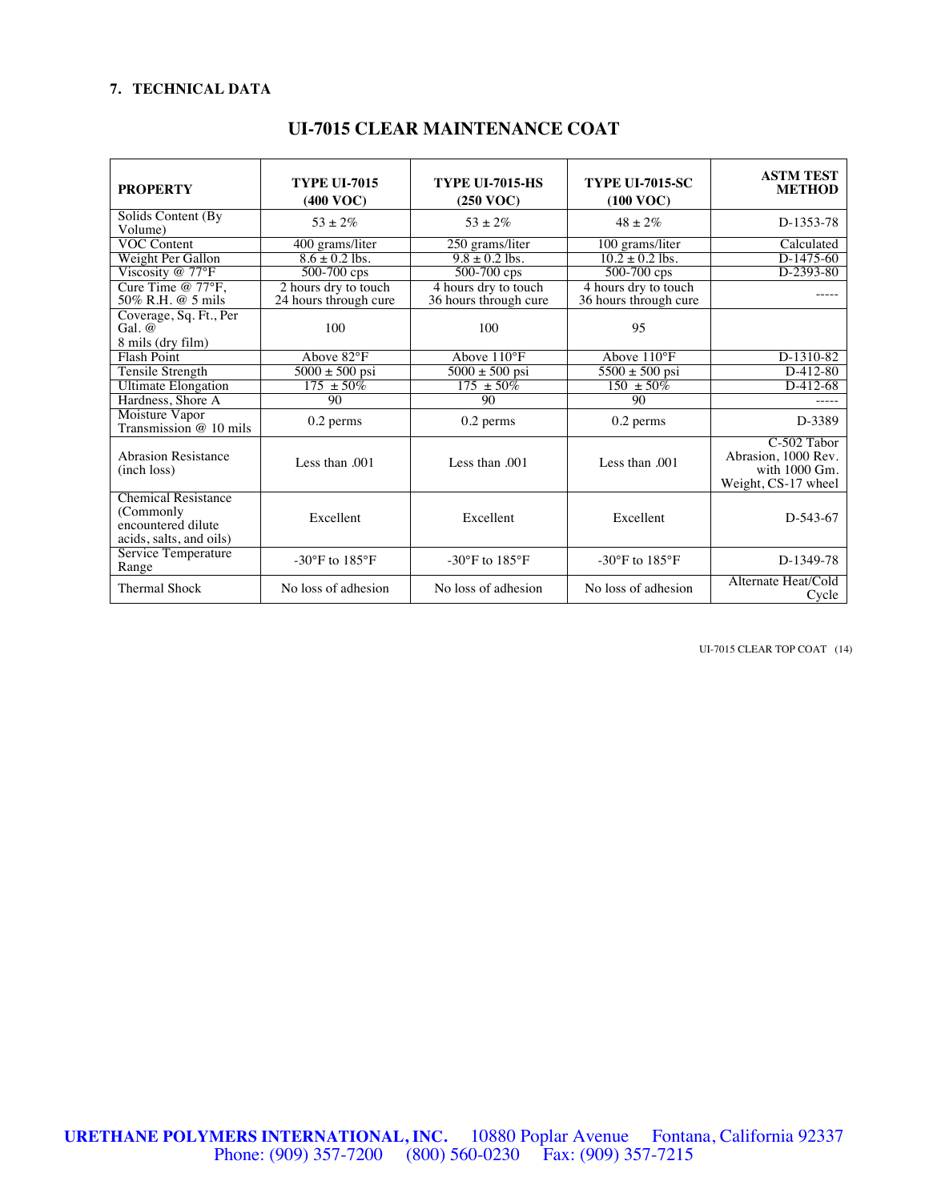### 7. TECHNICAL DATA

## UI-7015 CLEAR MAINTENANCE COAT

| PROPERTY | TYPE UI-7015 (400 VOC) | TYPE UI-7015-HS (250 VOC) | TYPE UI-7015-SC (100 VOC) | ASTM TEST METHOD |
|---|---|---|---|---|
| Solids Content (By Volume) | 53 ± 2% | 53 ± 2% | 48 ± 2% | D-1353-78 |
| VOC Content | 400 grams/liter | 250 grams/liter | 100 grams/liter | Calculated |
| Weight Per Gallon | 8.6 ± 0.2 lbs. | 9.8 ± 0.2 lbs. | 10.2 ± 0.2 lbs. | D-1475-60 |
| Viscosity @ 77°F | 500-700 cps | 500-700 cps | 500-700 cps | D-2393-80 |
| Cure Time @ 77°F, 50% R.H. @ 5 mils | 2 hours dry to touch 24 hours through cure | 4 hours dry to touch 36 hours through cure | 4 hours dry to touch 36 hours through cure | ----- |
| Coverage, Sq. Ft., Per Gal. @ 8 mils (dry film) | 100 | 100 | 95 | |
| Flash Point | Above 82°F | Above 110°F | Above 110°F | D-1310-82 |
| Tensile Strength | 5000 ± 500 psi | 5000 ± 500 psi | 5500 ± 500 psi | D-412-80 |
| Ultimate Elongation | 175 ± 50% | 175 ± 50% | 150 ± 50% | D-412-68 |
| Hardness, Shore A | 90 | 90 | 90 | ----- |
| Moisture Vapor Transmission @ 10 mils | 0.2 perms | 0.2 perms | 0.2 perms | D-3389 |
| Abrasion Resistance (inch loss) | Less than .001 | Less than .001 | Less than .001 | C-502 Tabor Abrasion, 1000 Rev. with 1000 Gm. Weight, CS-17 wheel |
| Chemical Resistance (Commonly encountered dilute acids, salts, and oils) | Excellent | Excellent | Excellent | D-543-67 |
| Service Temperature Range | -30°F to 185°F | -30°F to 185°F | -30°F to 185°F | D-1349-78 |
| Thermal Shock | No loss of adhesion | No loss of adhesion | No loss of adhesion | Alternate Heat/Cold Cycle |